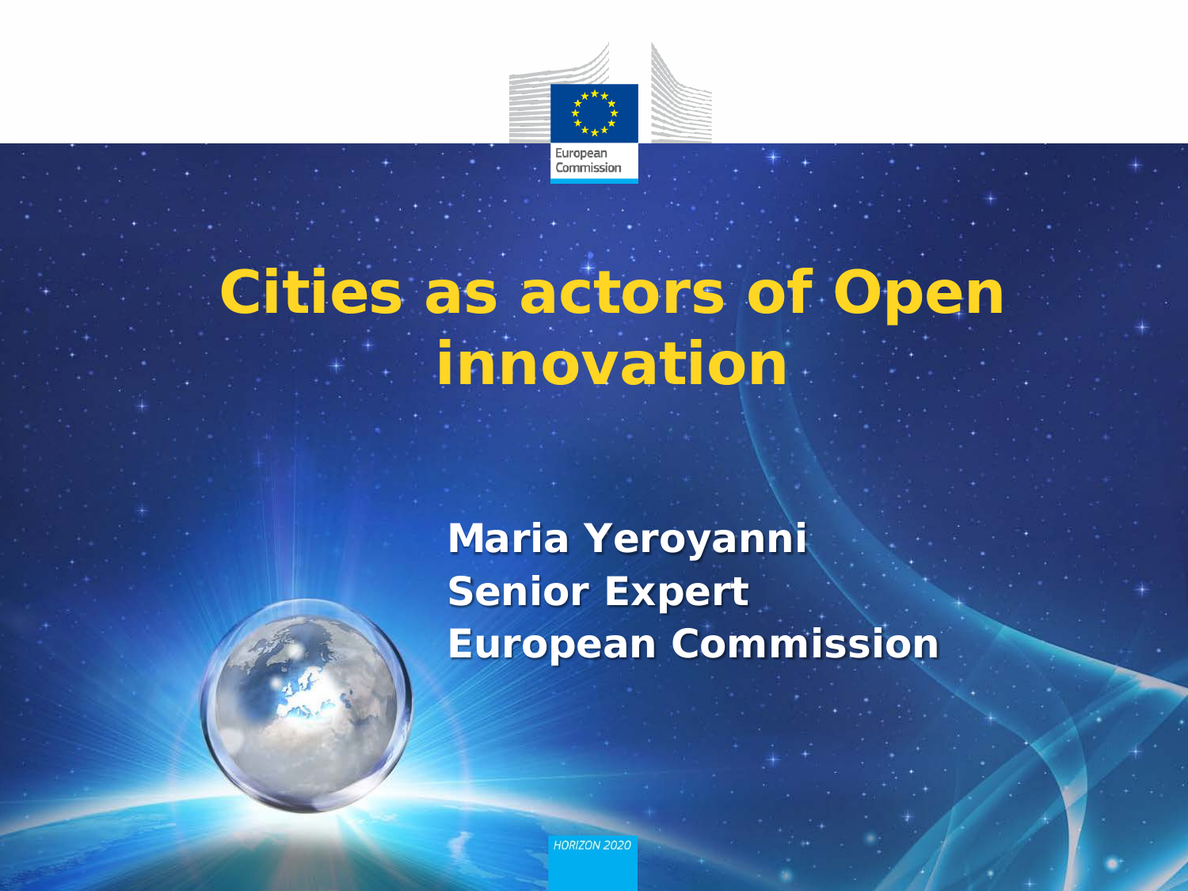# Cities as actors of Open innovation

**Maria Yeroyanni**
**Senior Expert**
**European Commission**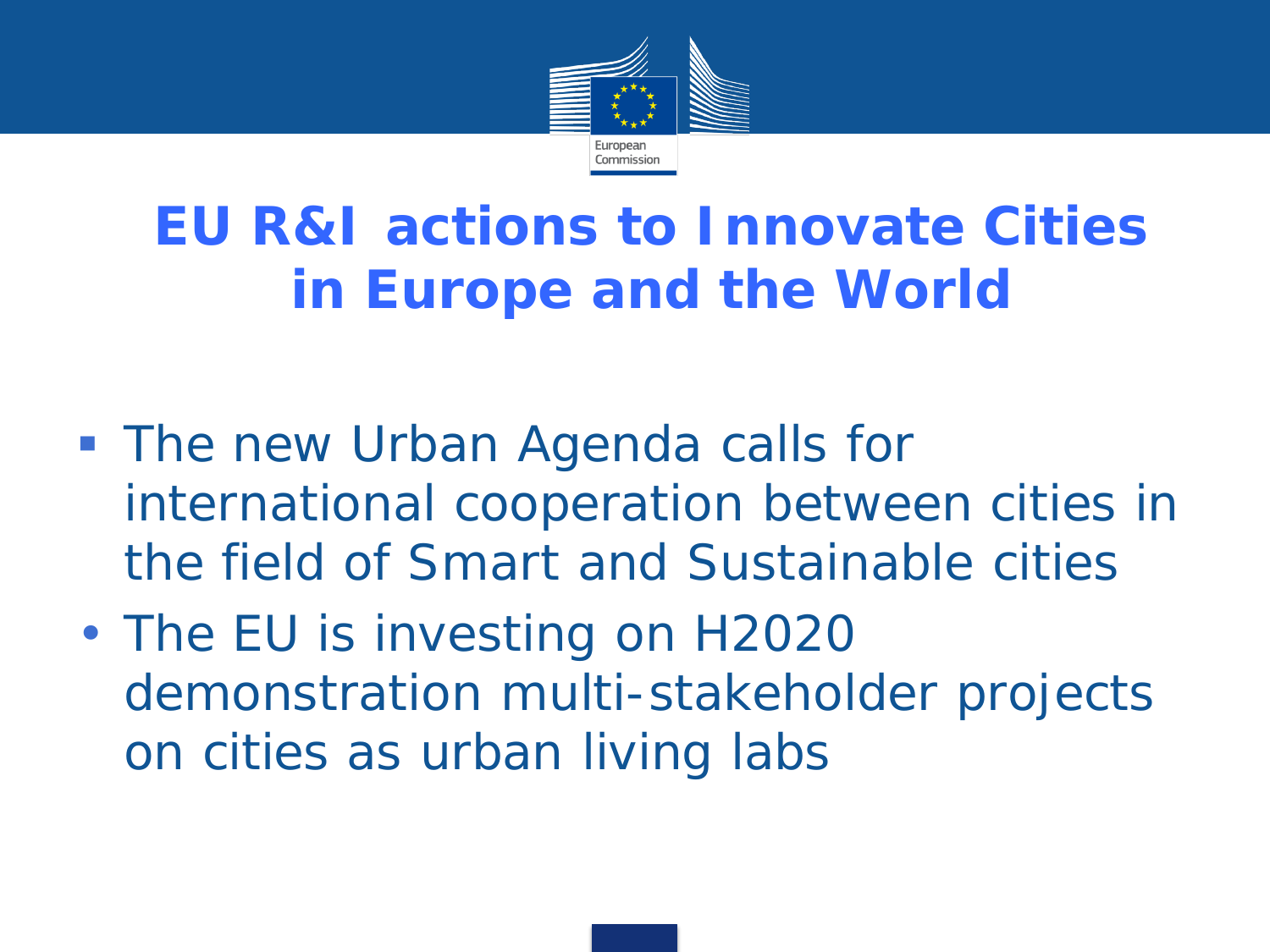# EU R&I actions to Innovate Cities in Europe and the World

- The new Urban Agenda calls for international cooperation between cities in the field of Smart and Sustainable cities
- The EU is investing on H2020 demonstration multi-stakeholder projects on cities as urban living labs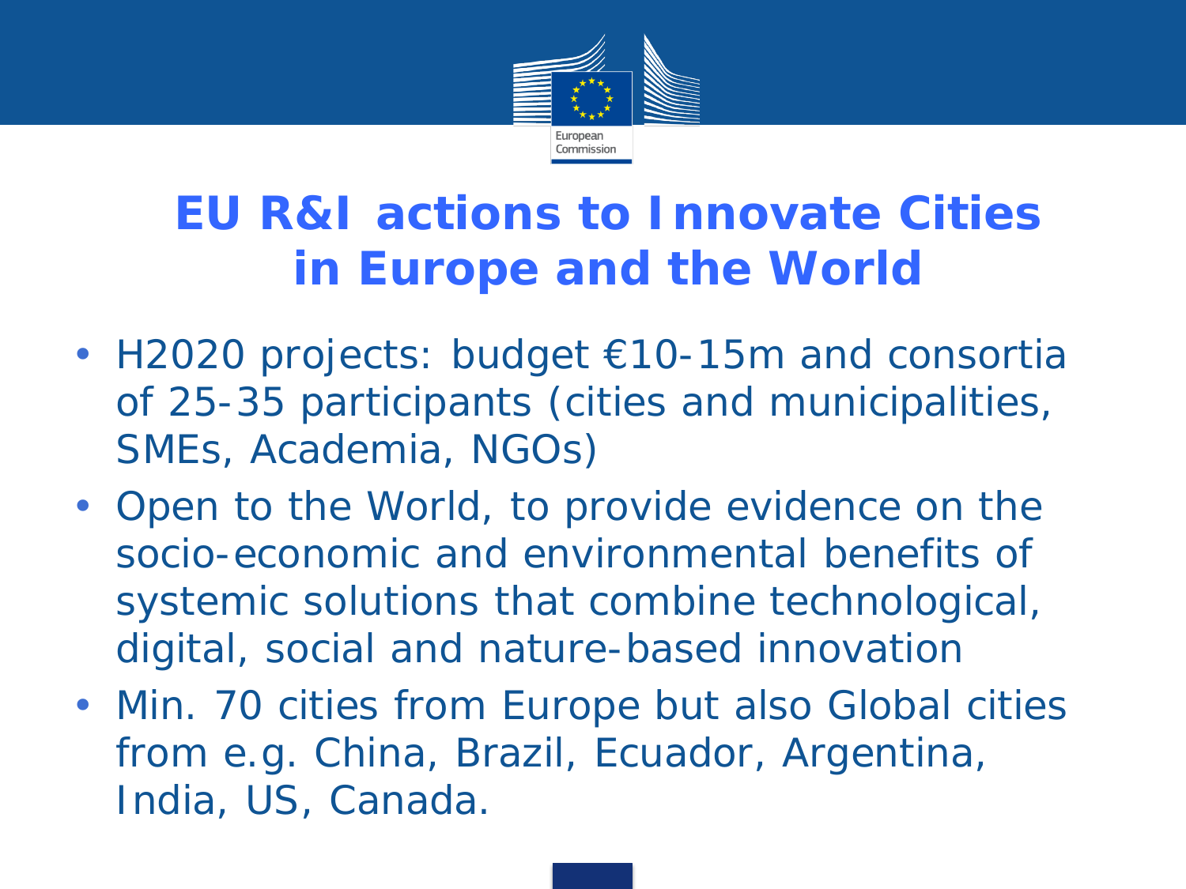# EU R&I actions to Innovate Cities in Europe and the World

- H2020 projects: budget €10-15m and consortia of 25-35 participants (cities and municipalities, SMEs, Academia, NGOs)
- Open to the World, to provide evidence on the socio-economic and environmental benefits of systemic solutions that combine technological, digital, social and nature-based innovation
- Min. 70 cities from Europe but also Global cities from e.g. China, Brazil, Ecuador, Argentina, India, US, Canada.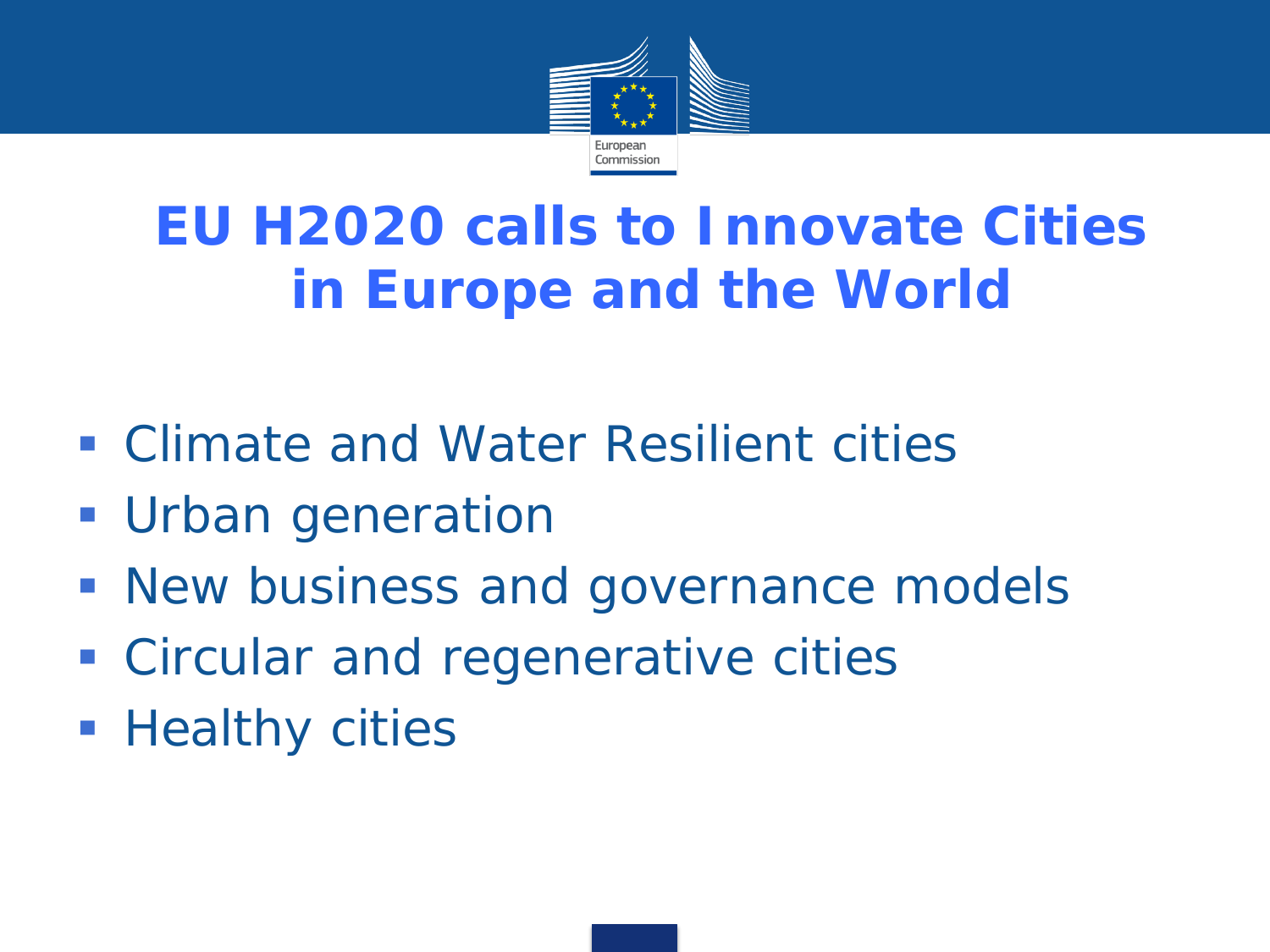# EU H2020 calls to Innovate Cities in Europe and the World

- Climate and Water Resilient cities
- Urban generation
- New business and governance models
- Circular and regenerative cities
- Healthy cities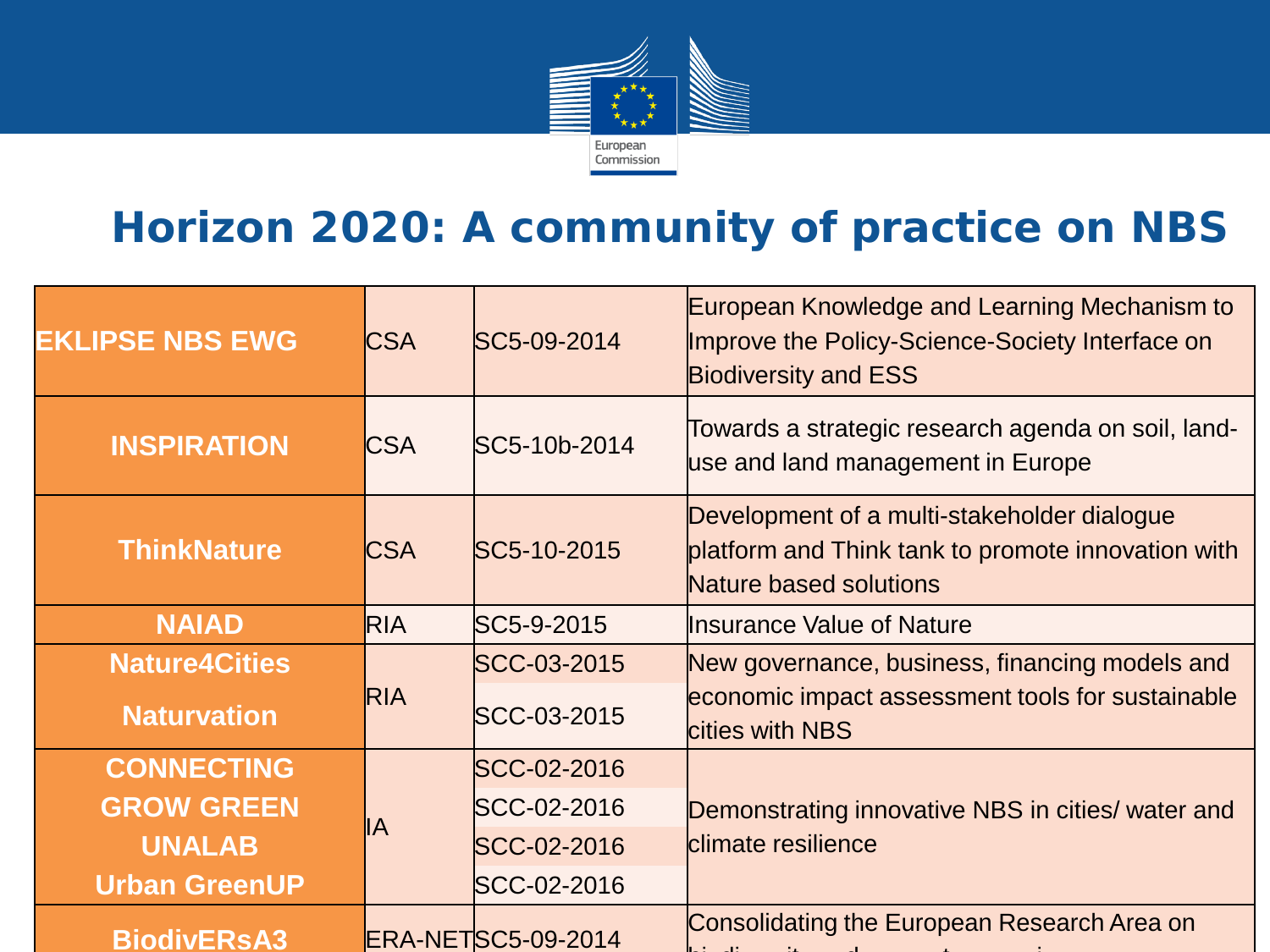# Horizon 2020: A community of practice on NBS

| | | | |
|---|---|---|---|
| **EKLIPSE NBS EWG** | CSA | SC5-09-2014 | European Knowledge and Learning Mechanism to Improve the Policy-Science-Society Interface on Biodiversity and ESS |
| **INSPIRATION** | CSA | SC5-10b-2014 | Towards a strategic research agenda on soil, land-use and land management in Europe |
| **ThinkNature** | CSA | SC5-10-2015 | Development of a multi-stakeholder dialogue platform and Think tank to promote innovation with Nature based solutions |
| **NAIAD** | RIA | SC5-9-2015 | Insurance Value of Nature |
| **Nature4Cities** | RIA | SCC-03-2015 | New governance, business, financing models and economic impact assessment tools for sustainable cities with NBS |
| **Naturvation** | | SCC-03-2015 | |
| **CONNECTING** | IA | SCC-02-2016 | Demonstrating innovative NBS in cities/ water and climate resilience |
| **GROW GREEN** | | SCC-02-2016 | |
| **UNALAB** | | SCC-02-2016 | |
| **Urban GreenUP** | | SCC-02-2016 | |
| **BiodivERsA3** | ERA-NET | SC5-09-2014 | Consolidating the European Research Area on biodiversity and ecosystem services |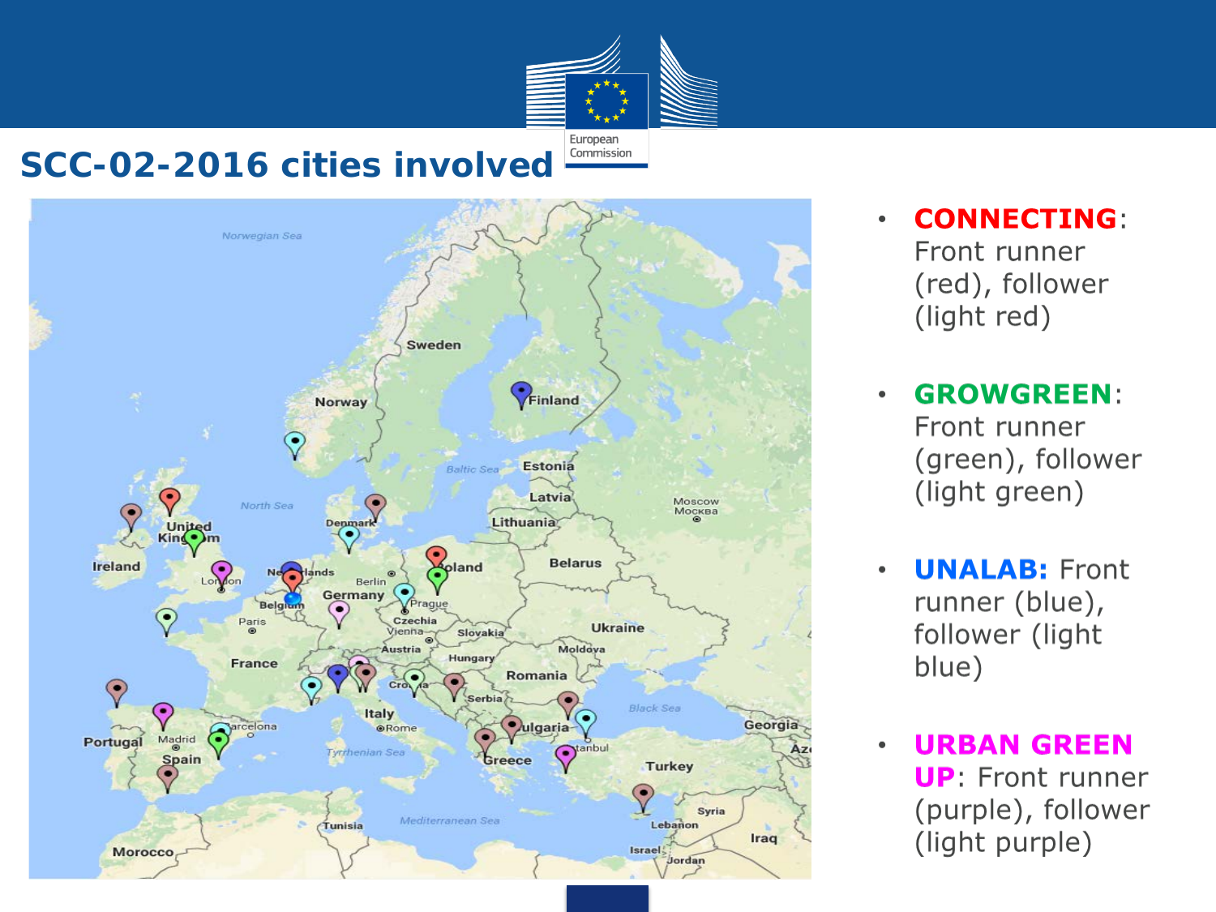# SCC-02-2016 cities involved

- **CONNECTING**: Front runner (red), follower (light red)
- **GROWGREEN**: Front runner (green), follower (light green)
- **UNALAB:** Front runner (blue), follower (light blue)
- **URBAN GREEN UP**: Front runner (purple), follower (light purple)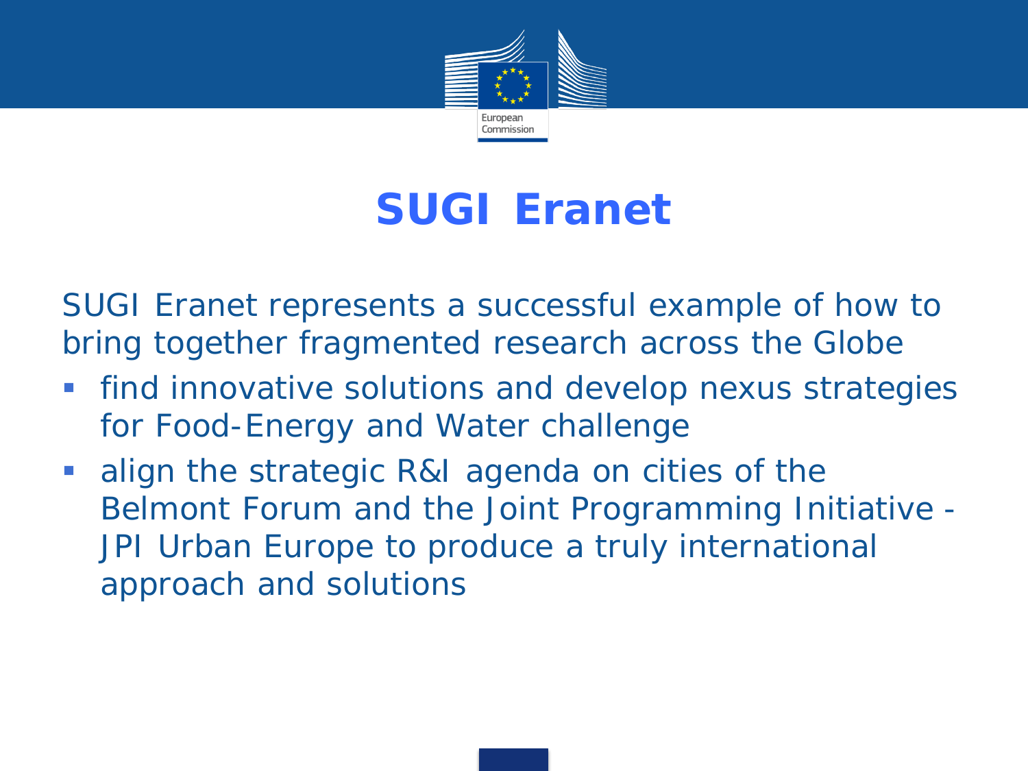# SUGI Eranet

SUGI Eranet represents a successful example of how to bring together fragmented research across the Globe

- find innovative solutions and develop nexus strategies for Food-Energy and Water challenge
- align the strategic R&I agenda on cities of the Belmont Forum and the Joint Programming Initiative - JPI Urban Europe to produce a truly international approach and solutions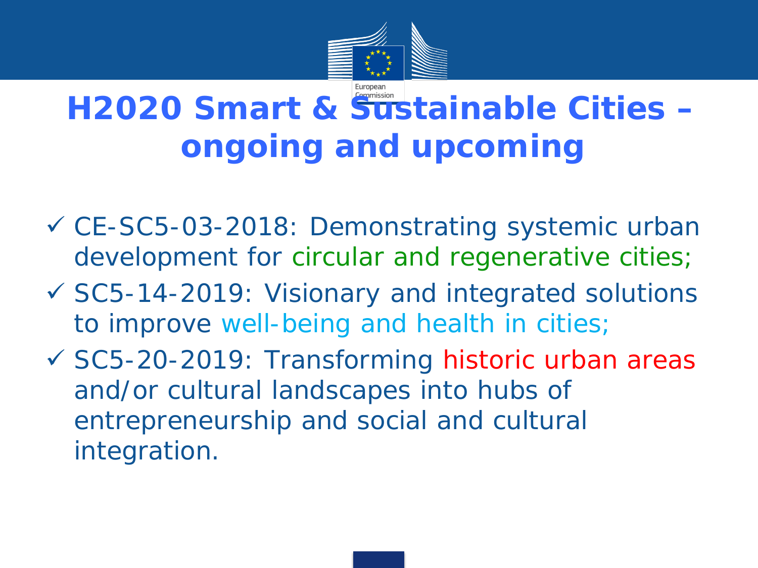# H2020 Smart & Sustainable Cities – ongoing and upcoming

- ✓ CE-SC5-03-2018: Demonstrating systemic urban development for circular and regenerative cities;
- ✓ SC5-14-2019: Visionary and integrated solutions to improve well-being and health in cities;
- ✓ SC5-20-2019: Transforming historic urban areas and/or cultural landscapes into hubs of entrepreneurship and social and cultural integration.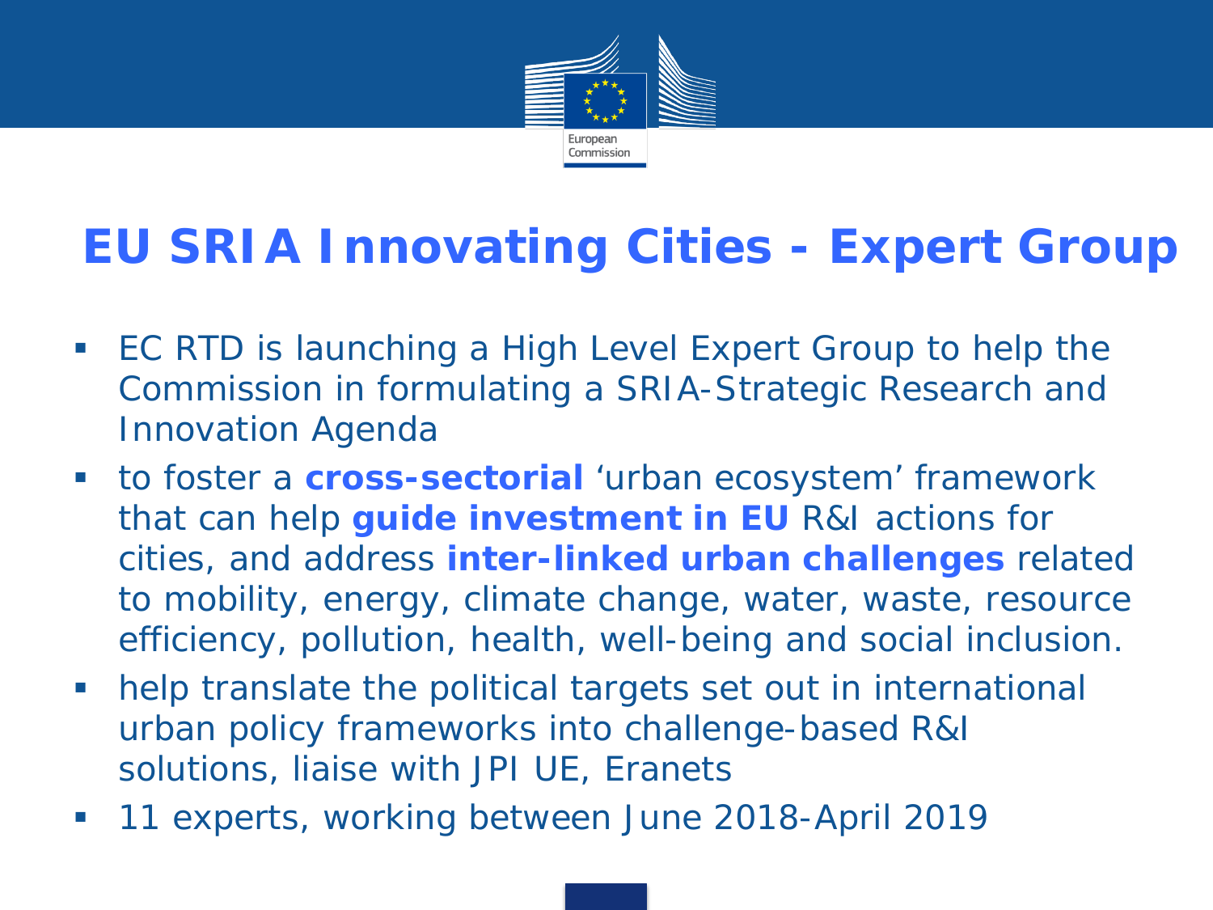# EU SRIA Innovating Cities - Expert Group

- EC RTD is launching a High Level Expert Group to help the Commission in formulating a SRIA-Strategic Research and Innovation Agenda
- to foster a **cross-sectorial** 'urban ecosystem' framework that can help **guide investment in EU** R&I actions for cities, and address **inter-linked urban challenges** related to mobility, energy, climate change, water, waste, resource efficiency, pollution, health, well-being and social inclusion.
- help translate the political targets set out in international urban policy frameworks into challenge-based R&I solutions, liaise with JPI UE, Eranets
- 11 experts, working between June 2018-April 2019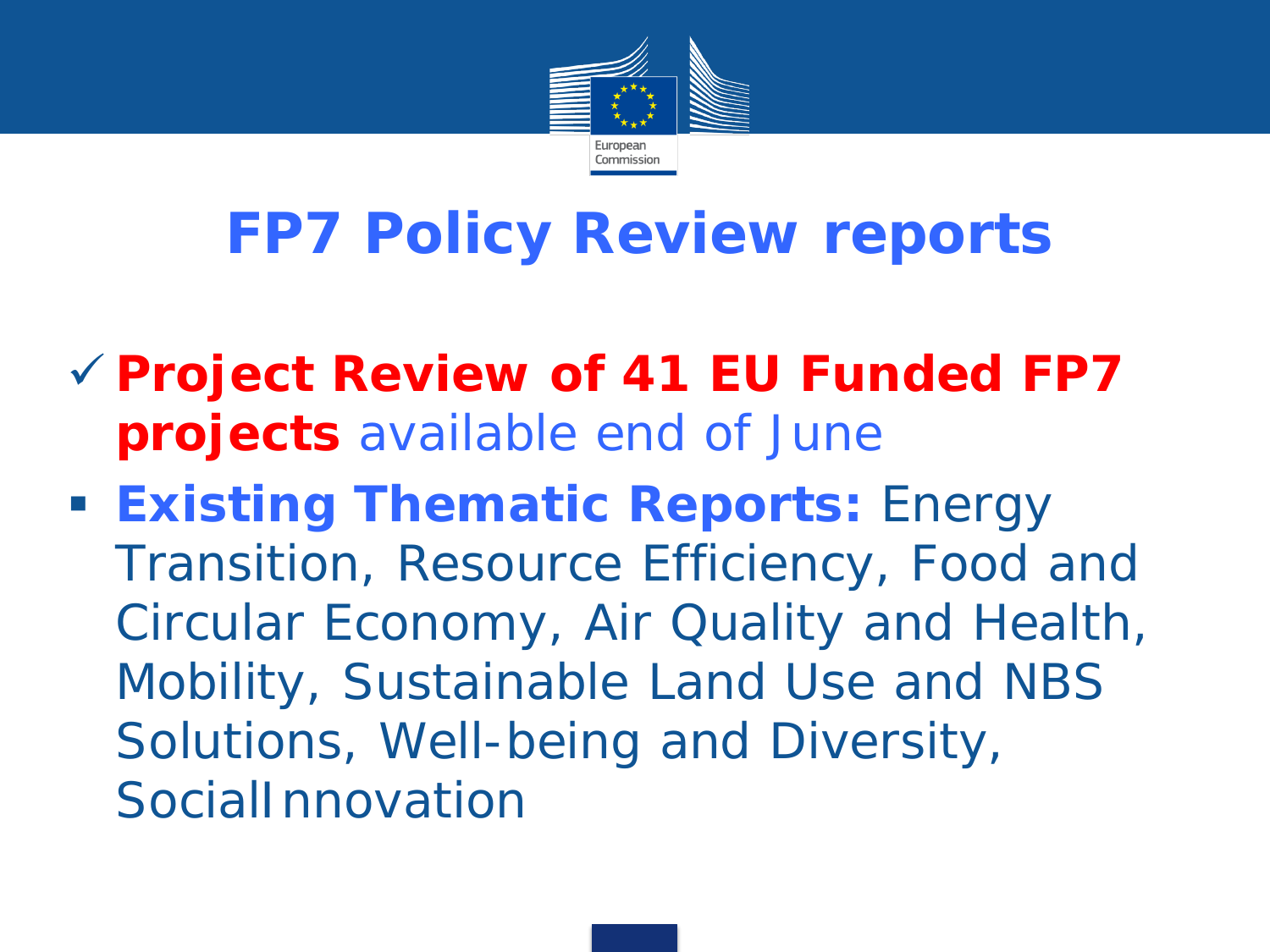# FP7 Policy Review reports

- ✓ **Project Review of 41 EU Funded FP7 projects** available end of June
- **Existing Thematic Reports:** Energy Transition, Resource Efficiency, Food and Circular Economy, Air Quality and Health, Mobility, Sustainable Land Use and NBS Solutions, Well-being and Diversity, Social Innovation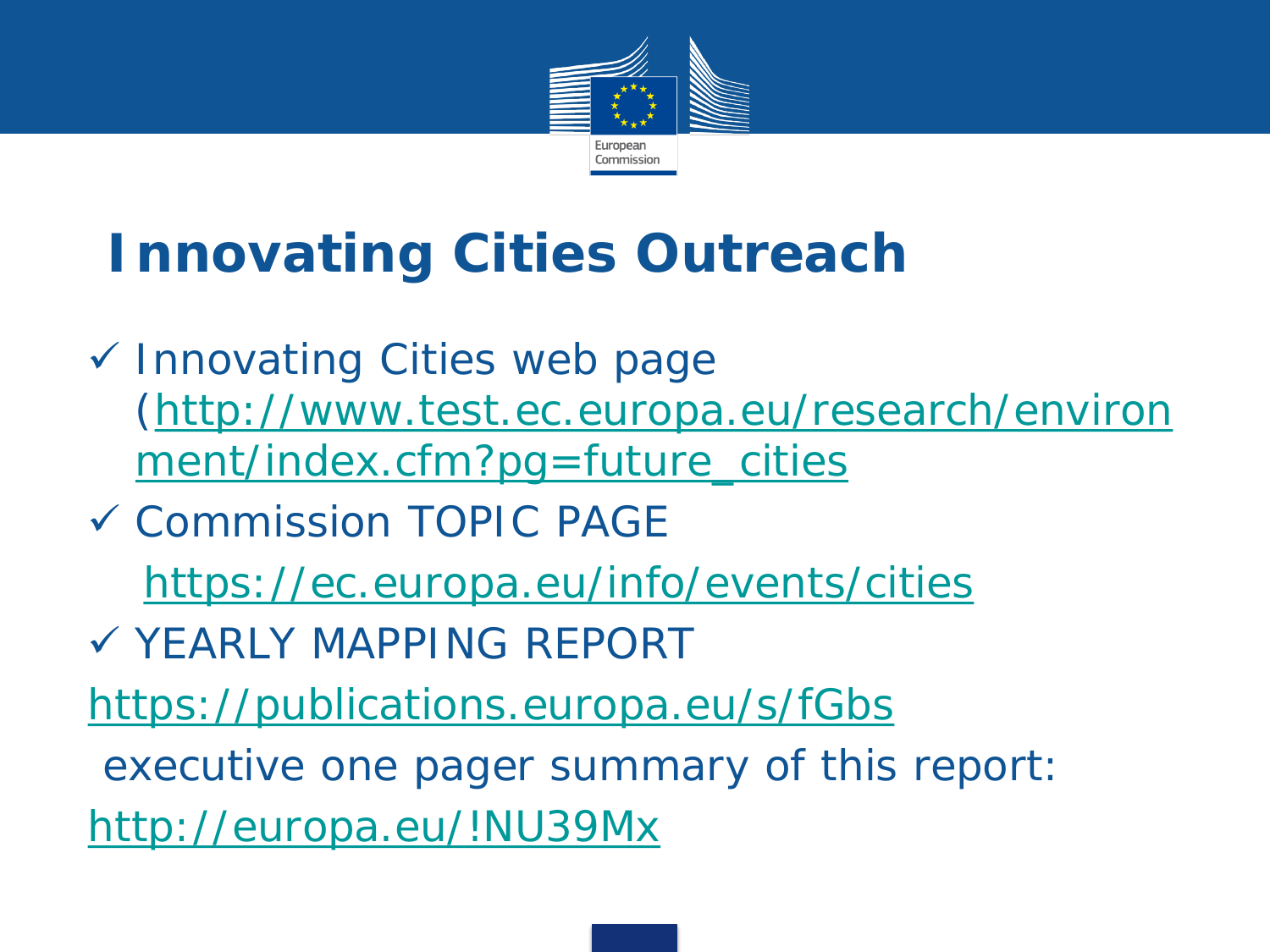# Innovating Cities Outreach

- ✓ Innovating Cities web page (http://www.test.ec.europa.eu/research/environment/index.cfm?pg=future_cities
- ✓ Commission TOPIC PAGE
  https://ec.europa.eu/info/events/cities
- ✓ YEARLY MAPPING REPORT

https://publications.europa.eu/s/fGbs

executive one pager summary of this report:

http://europa.eu/!NU39Mx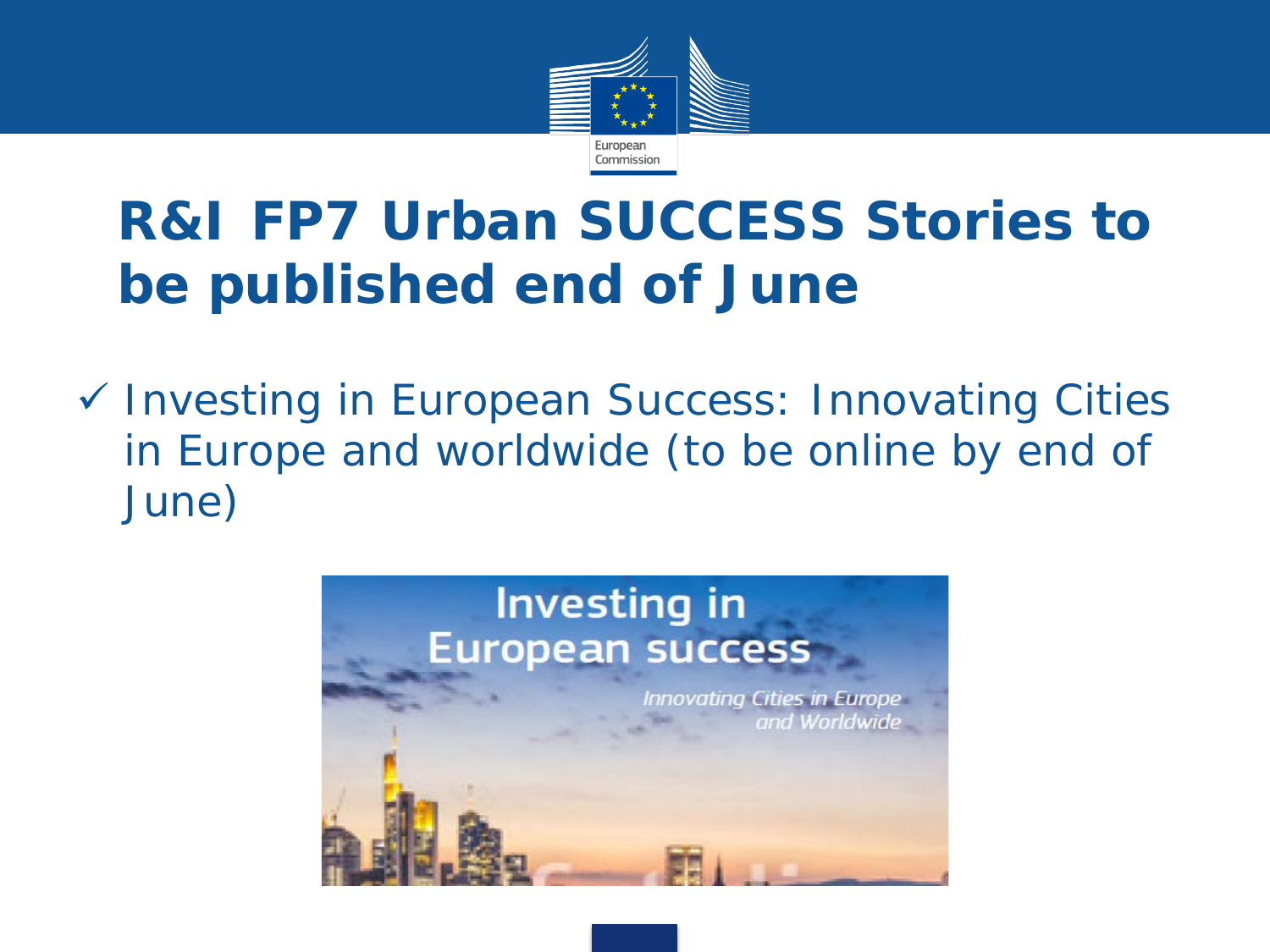# R&I FP7 Urban SUCCESS Stories to be published end of June

- ✓ Investing in European Success: Innovating Cities in Europe and worldwide (to be online by end of June)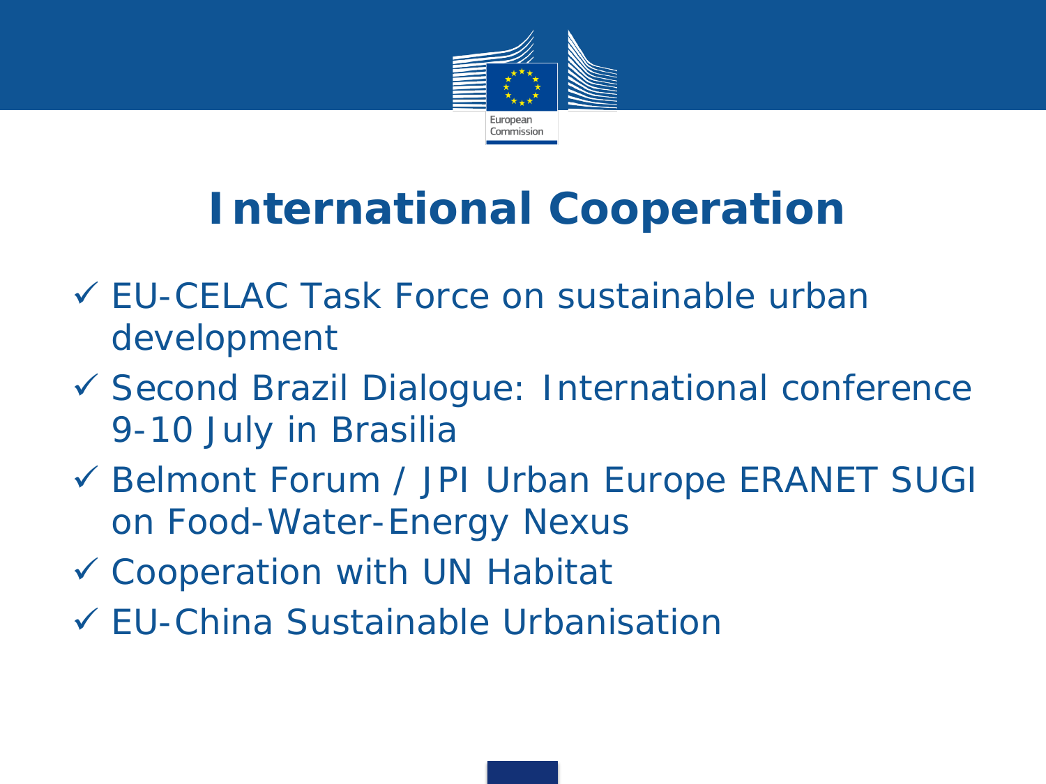# International Cooperation

- ✓ EU-CELAC Task Force on sustainable urban development
- ✓ Second Brazil Dialogue: International conference 9-10 July in Brasilia
- ✓ Belmont Forum / JPI Urban Europe ERANET SUGI on Food-Water-Energy Nexus
- ✓ Cooperation with UN Habitat
- ✓ EU-China Sustainable Urbanisation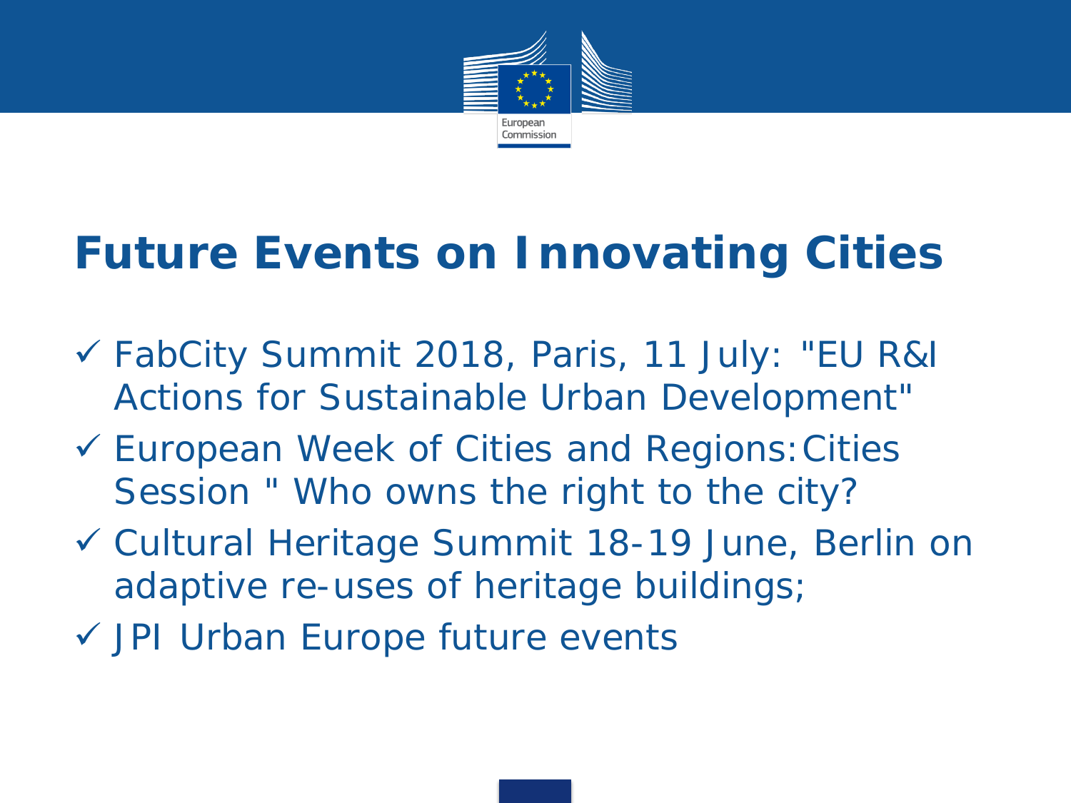# Future Events on Innovating Cities

- ✓ FabCity Summit 2018, Paris, 11 July: "EU R&I Actions for Sustainable Urban Development"
- ✓ European Week of Cities and Regions: Cities Session " Who owns the right to the city?
- ✓ Cultural Heritage Summit 18-19 June, Berlin on adaptive re-uses of heritage buildings;
- ✓ JPI Urban Europe future events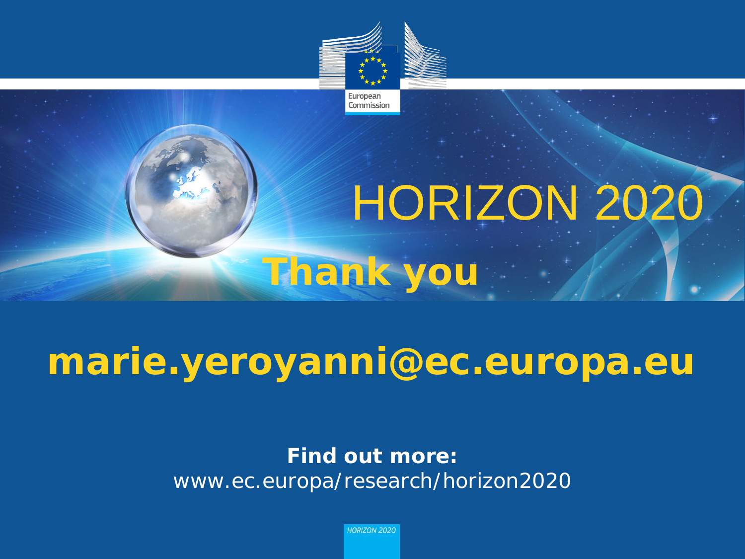# HORIZON 2020

## Thank you

**marie.yeroyanni@ec.europa.eu**

**Find out more:**
www.ec.europa/research/horizon2020